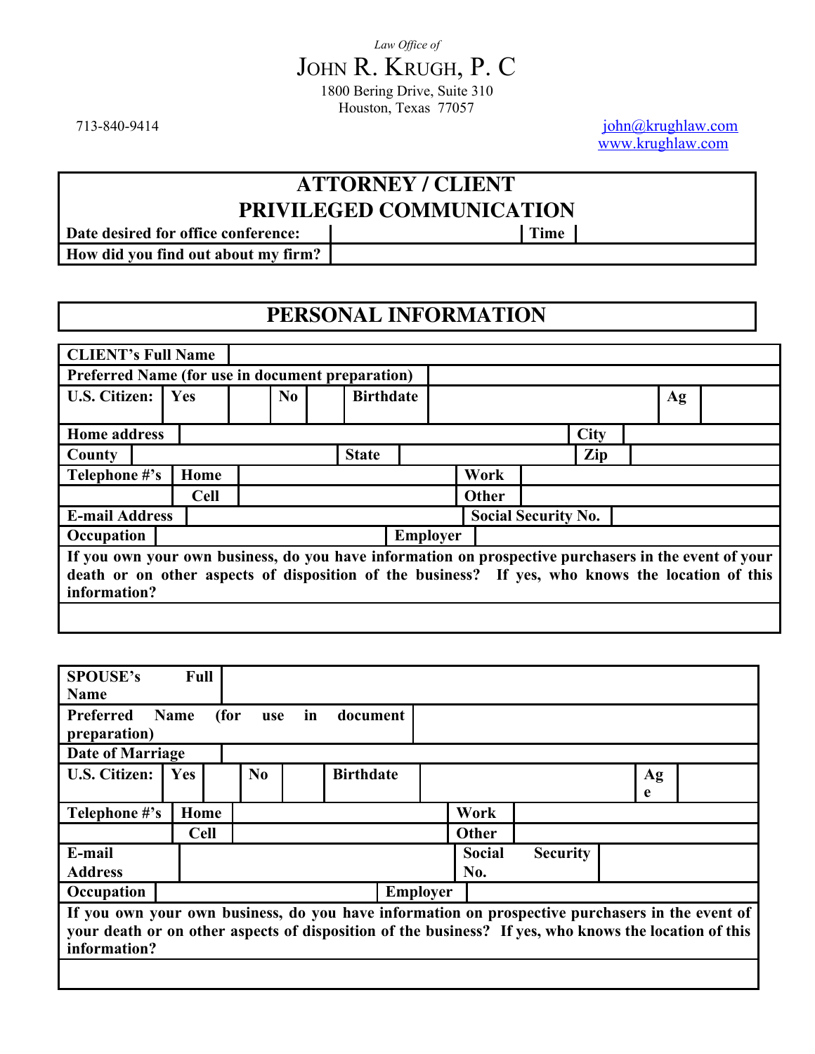*Law Office of*

# JOHN R. KRUGH, P. C

1800 Bering Drive, Suite 310
Houston, Texas 77057

713-840-9414

john@krughlaw.com
www.krughlaw.com

## ATTORNEY / CLIENT PRIVILEGED COMMUNICATION

| **Date desired for office conference:** | | **Time** | |
|---|---|---|---|
| **How did you find out about my firm?** | | | |

## PERSONAL INFORMATION

| **CLIENT's Full Name** | | | | | | | |
|---|---|---|---|---|---|---|---|
| **Preferred Name (for use in document preparation)** | | | | | | | |
| **U.S. Citizen:** | **Yes** | | **No** | | **Birthdate** | | **Ag** |
| **Home address** | | | | | | **City** | |
| **County** | | | **State** | | | **Zip** | |
| **Telephone #'s** | **Home** | | | **Work** | | | |
| | **Cell** | | | **Other** | | | |
| **E-mail Address** | | | | **Social Security No.** | | | |
| **Occupation** | | | **Employer** | | | | |
| **If you own your own business, do you have information on prospective purchasers in the event of your death or on other aspects of disposition of the business? If yes, who knows the location of this information?** | | | | | | | |
| | | | | | | | |

| **SPOUSE's Full Name** | | | | | | | |
|---|---|---|---|---|---|---|---|
| **Preferred Name (for use in document preparation)** | | | | | | | |
| **Date of Marriage** | | | | | | | |
| **U.S. Citizen:** | **Yes** | | **No** | | **Birthdate** | | **Age** |
| **Telephone #'s** | **Home** | | | **Work** | | | |
| | **Cell** | | | **Other** | | | |
| **E-mail Address** | | | | **Social Security No.** | | | |
| **Occupation** | | | **Employer** | | | | |
| **If you own your own business, do you have information on prospective purchasers in the event of your death or on other aspects of disposition of the business? If yes, who knows the location of this information?** | | | | | | | |
| | | | | | | | |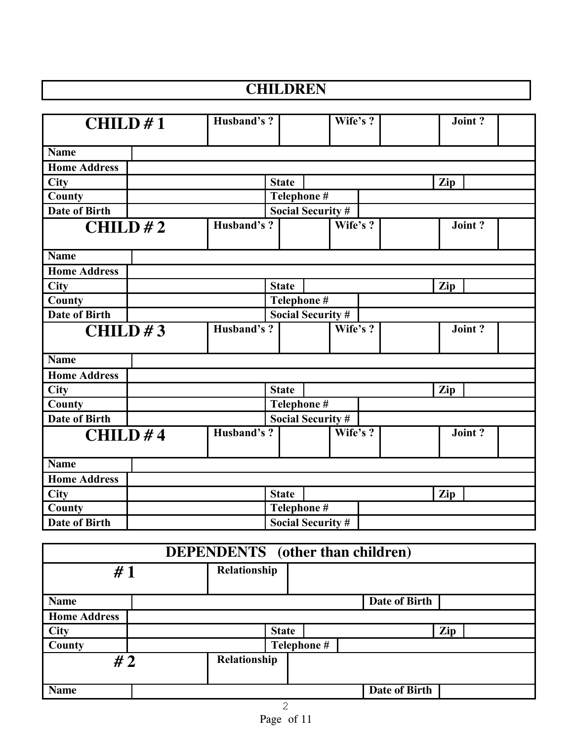## CHILDREN

| CHILD # 1 | | Husband's ? | | Wife's ? | | Joint ? | |
|---|---|---|---|---|---|---|---|
| Name | | | | | | | |
| Home Address | | | | | | | |
| City | | State | | | | Zip | |
| County | | Telephone # | | | | | |
| Date of Birth | | Social Security # | | | | | |

| CHILD # 2 | | Husband's ? | | Wife's ? | | Joint ? | |
|---|---|---|---|---|---|---|---|
| Name | | | | | | | |
| Home Address | | | | | | | |
| City | | State | | | | Zip | |
| County | | Telephone # | | | | | |
| Date of Birth | | Social Security # | | | | | |

| CHILD # 3 | | Husband's ? | | Wife's ? | | Joint ? | |
|---|---|---|---|---|---|---|---|
| Name | | | | | | | |
| Home Address | | | | | | | |
| City | | State | | | | Zip | |
| County | | Telephone # | | | | | |
| Date of Birth | | Social Security # | | | | | |

| CHILD # 4 | | Husband's ? | | Wife's ? | | Joint ? | |
|---|---|---|---|---|---|---|---|
| Name | | | | | | | |
| Home Address | | | | | | | |
| City | | State | | | | Zip | |
| County | | Telephone # | | | | | |
| Date of Birth | | Social Security # | | | | | |

## DEPENDENTS (other than children)

| # 1 | | Relationship | | | |
|---|---|---|---|---|---|
| Name | | | Date of Birth | | |
| Home Address | | | | | |
| City | | State | | Zip | |
| County | | Telephone # | | | |

| # 2 | | Relationship | | | |
|---|---|---|---|---|---|
| Name | | | Date of Birth | | |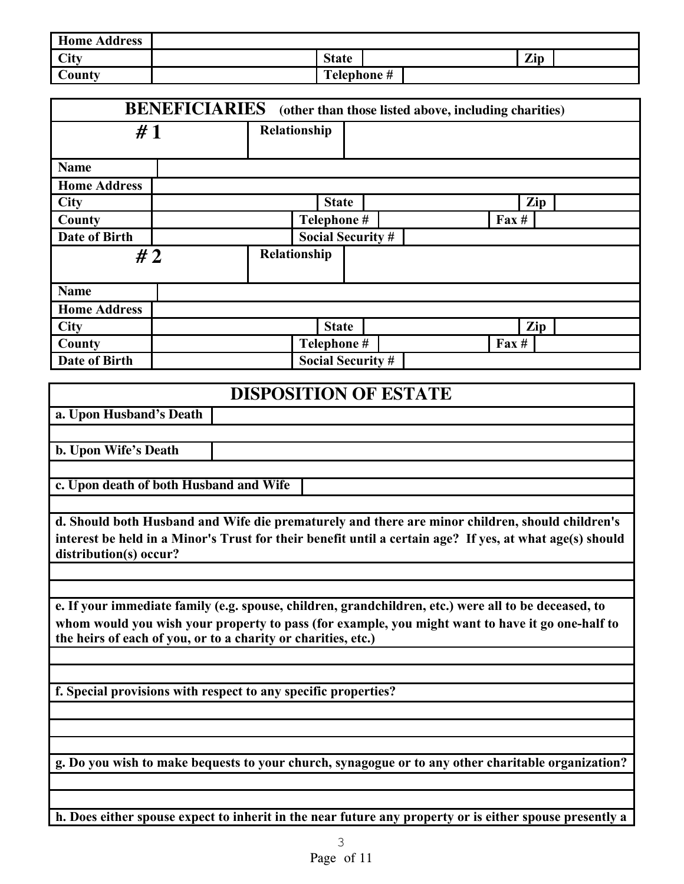| Home Address | | | | | |
|---|---|---|---|---|---|
| City | | State | | Zip | |
| County | | Telephone # | | | |

## BENEFICIARIES (other than those listed above, including charities)

| # 1 | | Relationship | | | | |
|---|---|---|---|---|---|---|
| Name | | | | | | |
| Home Address | | | | | | |
| City | | State | | | Zip | |
| County | | Telephone # | | | Fax # | |
| Date of Birth | | Social Security # | | | | |

| # 2 | | Relationship | | | | |
|---|---|---|---|---|---|---|
| Name | | | | | | |
| Home Address | | | | | | |
| City | | State | | | Zip | |
| County | | Telephone # | | | Fax # | |
| Date of Birth | | Social Security # | | | | |

## DISPOSITION OF ESTATE

**a. Upon Husband's Death**

**b. Upon Wife's Death**

**c. Upon death of both Husband and Wife**

**d. Should both Husband and Wife die prematurely and there are minor children, should children's interest be held in a Minor's Trust for their benefit until a certain age? If yes, at what age(s) should distribution(s) occur?**

**e. If your immediate family (e.g. spouse, children, grandchildren, etc.) were all to be deceased, to whom would you wish your property to pass (for example, you might want to have it go one-half to the heirs of each of you, or to a charity or charities, etc.)**

**f. Special provisions with respect to any specific properties?**

**g. Do you wish to make bequests to your church, synagogue or to any other charitable organization?**

**h. Does either spouse expect to inherit in the near future any property or is either spouse presently a**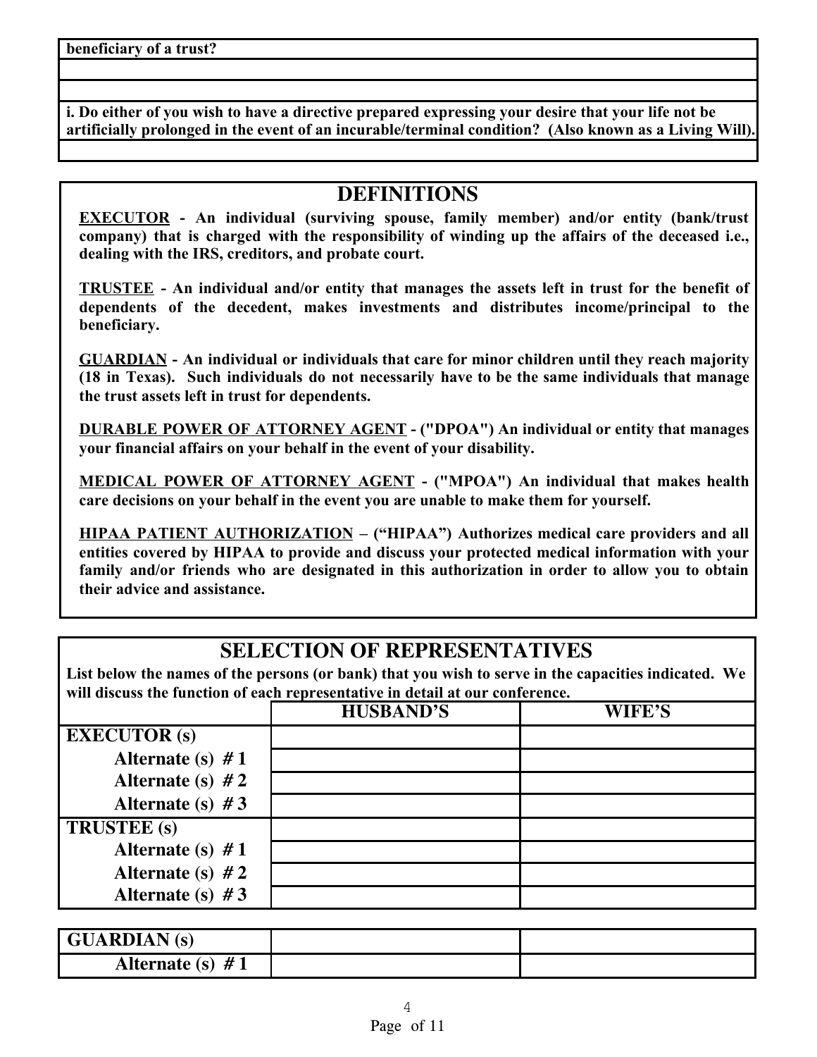| **beneficiary of a trust?** |
|---|
| |
| |

| **i. Do either of you wish to have a directive prepared expressing your desire that your life not be artificially prolonged in the event of an incurable/terminal condition? (Also known as a Living Will).** |
|---|
| |

## DEFINITIONS

**<u>EXECUTOR</u> - An individual (surviving spouse, family member) and/or entity (bank/trust company) that is charged with the responsibility of winding up the affairs of the deceased i.e., dealing with the IRS, creditors, and probate court.**

**<u>TRUSTEE</u> - An individual and/or entity that manages the assets left in trust for the benefit of dependents of the decedent, makes investments and distributes income/principal to the beneficiary.**

**<u>GUARDIAN</u> - An individual or individuals that care for minor children until they reach majority (18 in Texas). Such individuals do not necessarily have to be the same individuals that manage the trust assets left in trust for dependents.**

**<u>DURABLE POWER OF ATTORNEY AGENT</u> - ("DPOA") An individual or entity that manages your financial affairs on your behalf in the event of your disability.**

**<u>MEDICAL POWER OF ATTORNEY AGENT</u> - ("MPOA") An individual that makes health care decisions on your behalf in the event you are unable to make them for yourself.**

**<u>HIPAA PATIENT AUTHORIZATION</u> – ("HIPAA") Authorizes medical care providers and all entities covered by HIPAA to provide and discuss your protected medical information with your family and/or friends who are designated in this authorization in order to allow you to obtain their advice and assistance.**

## SELECTION OF REPRESENTATIVES

**List below the names of the persons (or bank) that you wish to serve in the capacities indicated. We will discuss the function of each representative in detail at our conference.**

| | **HUSBAND'S** | **WIFE'S** |
|---|---|---|
| **EXECUTOR (s)** | | |
| **Alternate (s) # 1** | | |
| **Alternate (s) # 2** | | |
| **Alternate (s) # 3** | | |
| **TRUSTEE (s)** | | |
| **Alternate (s) # 1** | | |
| **Alternate (s) # 2** | | |
| **Alternate (s) # 3** | | |

| **GUARDIAN (s)** | | |
|---|---|---|
| **Alternate (s) # 1** | | |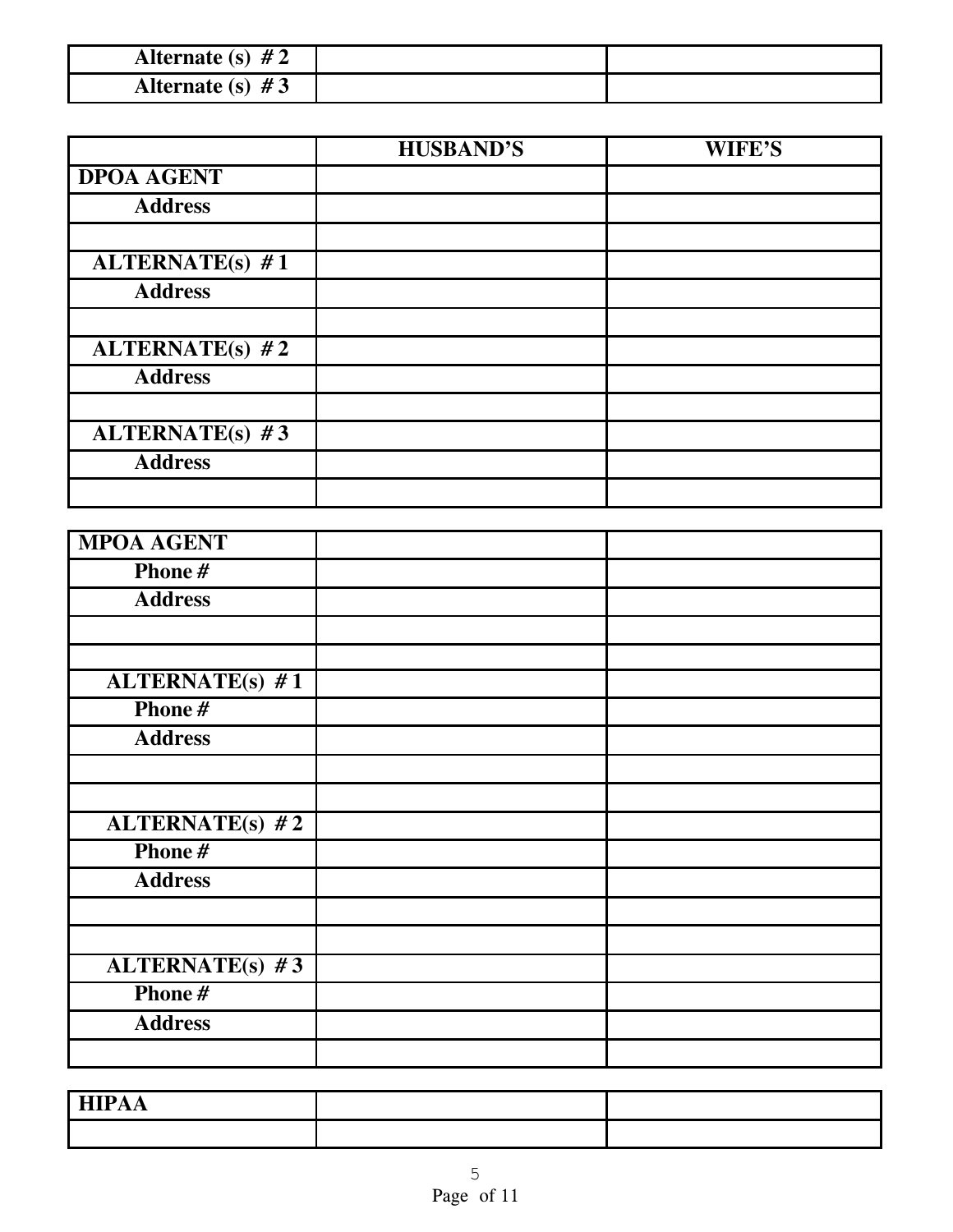| Alternate (s) # 2 | | |
|---|---|---|
| Alternate (s) # 3 | | |

| | HUSBAND'S | WIFE'S |
|---|---|---|
| DPOA AGENT | | |
| Address | | |
| | | |
| ALTERNATE(s) # 1 | | |
| Address | | |
| | | |
| ALTERNATE(s) # 2 | | |
| Address | | |
| | | |
| ALTERNATE(s) # 3 | | |
| Address | | |
| | | |

| MPOA AGENT | | |
|---|---|---|
| Phone # | | |
| Address | | |
| | | |
| | | |
| ALTERNATE(s) # 1 | | |
| Phone # | | |
| Address | | |
| | | |
| | | |
| ALTERNATE(s) # 2 | | |
| Phone # | | |
| Address | | |
| | | |
| | | |
| ALTERNATE(s) # 3 | | |
| Phone # | | |
| Address | | |
| | | |

| HIPAA | | |
|---|---|---|
| | | |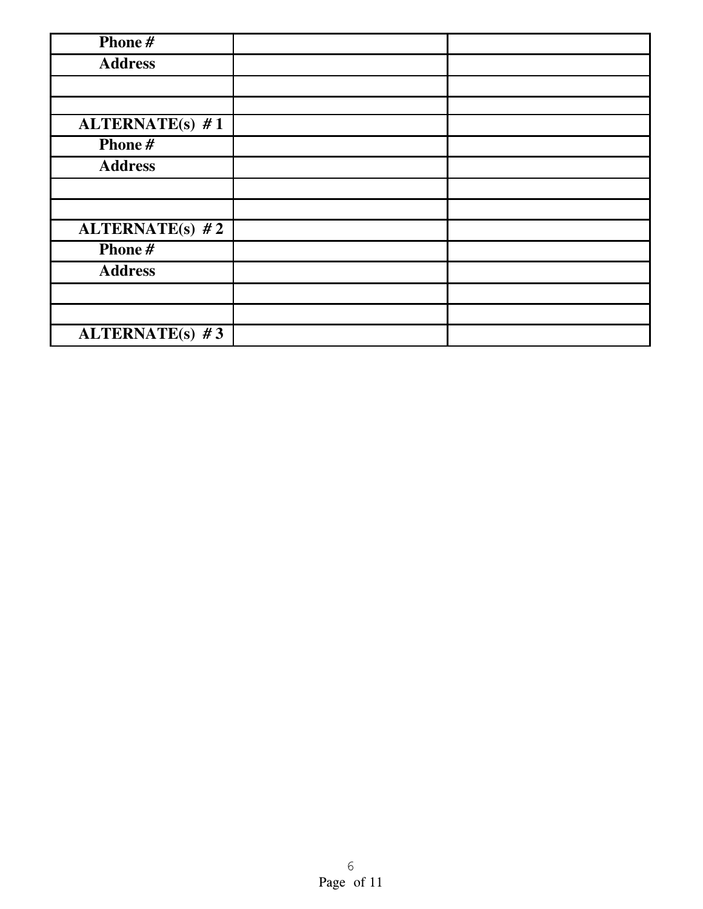| Phone # | | |
|---|---|---|
| Address | | |
| | | |
| | | |
| ALTERNATE(s) # 1 | | |
| Phone # | | |
| Address | | |
| | | |
| | | |
| ALTERNATE(s) # 2 | | |
| Phone # | | |
| Address | | |
| | | |
| | | |
| ALTERNATE(s) # 3 | | |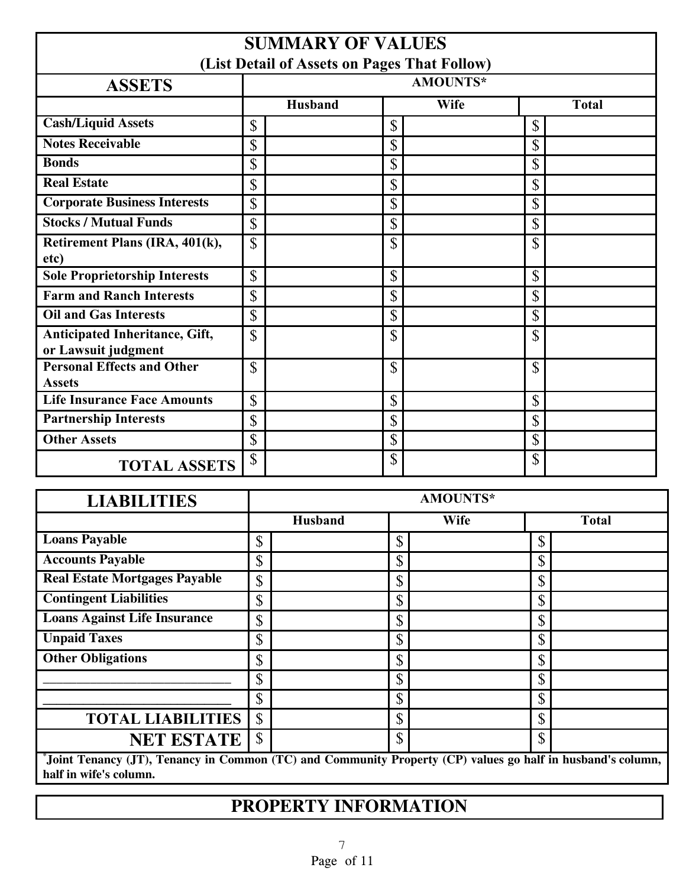## SUMMARY OF VALUES

**(List Detail of Assets on Pages That Follow)**

| ASSETS | AMOUNTS* | | |
|---|---|---|---|
| | Husband | Wife | Total |
| **Cash/Liquid Assets** | $ | $ | $ |
| **Notes Receivable** | $ | $ | $ |
| **Bonds** | $ | $ | $ |
| **Real Estate** | $ | $ | $ |
| **Corporate Business Interests** | $ | $ | $ |
| **Stocks / Mutual Funds** | $ | $ | $ |
| **Retirement Plans (IRA, 401(k), etc)** | $ | $ | $ |
| **Sole Proprietorship Interests** | $ | $ | $ |
| **Farm and Ranch Interests** | $ | $ | $ |
| **Oil and Gas Interests** | $ | $ | $ |
| **Anticipated Inheritance, Gift, or Lawsuit judgment** | $ | $ | $ |
| **Personal Effects and Other Assets** | $ | $ | $ |
| **Life Insurance Face Amounts** | $ | $ | $ |
| **Partnership Interests** | $ | $ | $ |
| **Other Assets** | $ | $ | $ |
| **TOTAL ASSETS** | $ | $ | $ |

| LIABILITIES | AMOUNTS* | | |
|---|---|---|---|
| | Husband | Wife | Total |
| **Loans Payable** | $ | $ | $ |
| **Accounts Payable** | $ | $ | $ |
| **Real Estate Mortgages Payable** | $ | $ | $ |
| **Contingent Liabilities** | $ | $ | $ |
| **Loans Against Life Insurance** | $ | $ | $ |
| **Unpaid Taxes** | $ | $ | $ |
| **Other Obligations** | $ | $ | $ |
| ___________________________ | $ | $ | $ |
| ___________________________ | $ | $ | $ |
| **TOTAL LIABILITIES** | $ | $ | $ |
| **NET ESTATE** | $ | $ | $ |

**\*Joint Tenancy (JT), Tenancy in Common (TC) and Community Property (CP) values go half in husband's column, half in wife's column.**

## PROPERTY INFORMATION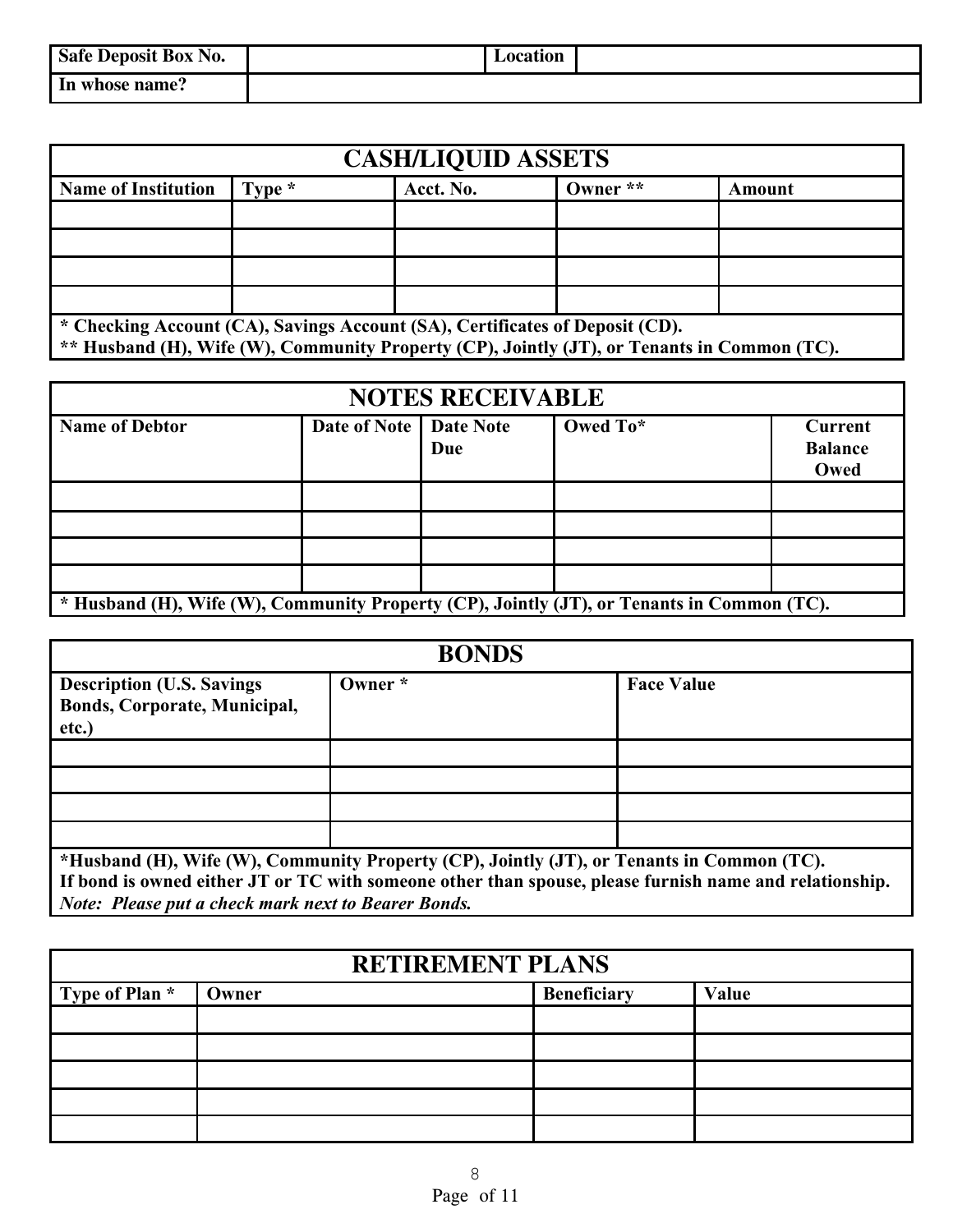| Safe Deposit Box No. | | Location | |
| --- | --- | --- | --- |
| In whose name? | | | |

## CASH/LIQUID ASSETS

| Name of Institution | Type * | Acct. No. | Owner ** | Amount |
| --- | --- | --- | --- | --- |
| | | | | |
| | | | | |
| | | | | |
| | | | | |

**\* Checking Account (CA), Savings Account (SA), Certificates of Deposit (CD).**
**\*\* Husband (H), Wife (W), Community Property (CP), Jointly (JT), or Tenants in Common (TC).**

## NOTES RECEIVABLE

| Name of Debtor | Date of Note | Date Note Due | Owed To* | Current Balance Owed |
| --- | --- | --- | --- | --- |
| | | | | |
| | | | | |
| | | | | |
| | | | | |

**\* Husband (H), Wife (W), Community Property (CP), Jointly (JT), or Tenants in Common (TC).**

## BONDS

| Description (U.S. Savings Bonds, Corporate, Municipal, etc.) | Owner * | Face Value |
| --- | --- | --- |
| | | |
| | | |
| | | |
| | | |

**\*Husband (H), Wife (W), Community Property (CP), Jointly (JT), or Tenants in Common (TC).**
**If bond is owned either JT or TC with someone other than spouse, please furnish name and relationship.**
***Note: Please put a check mark next to Bearer Bonds.***

## RETIREMENT PLANS

| Type of Plan * | Owner | Beneficiary | Value |
| --- | --- | --- | --- |
| | | | |
| | | | |
| | | | |
| | | | |
| | | | |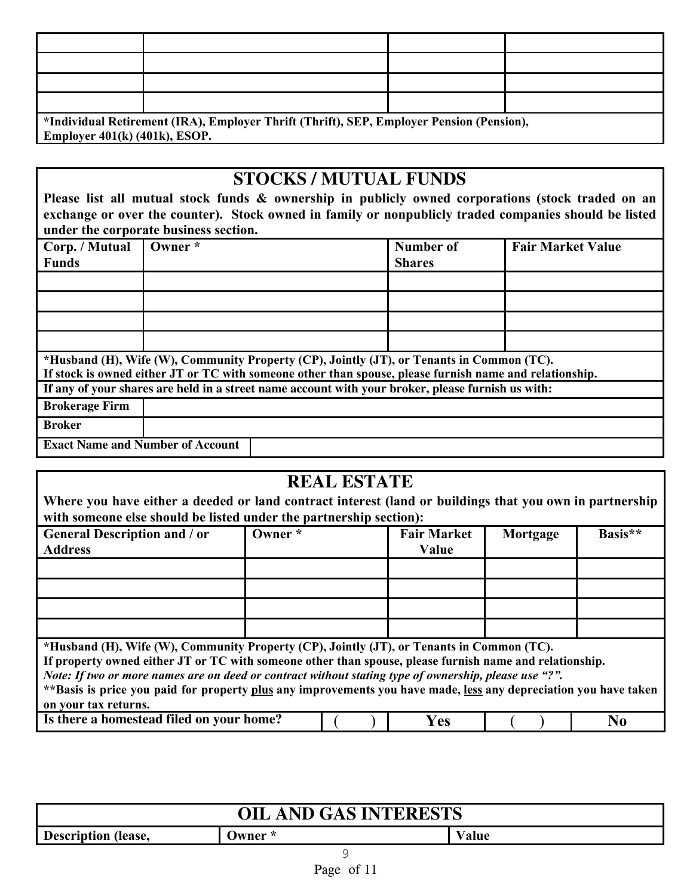| | | | |
|---|---|---|---|
| | | | |
| | | | |
| | | | |
| | | | |

***Individual Retirement (IRA), Employer Thrift (Thrift), SEP, Employer Pension (Pension), Employer 401(k) (401k), ESOP.**

## STOCKS / MUTUAL FUNDS

**Please list all mutual stock funds & ownership in publicly owned corporations (stock traded on an exchange or over the counter). Stock owned in family or nonpublicly traded companies should be listed under the corporate business section.**

| Corp. / Mutual Funds | Owner * | Number of Shares | Fair Market Value |
|---|---|---|---|
| | | | |
| | | | |
| | | | |
| | | | |

***Husband (H), Wife (W), Community Property (CP), Jointly (JT), or Tenants in Common (TC).**
**If stock is owned either JT or TC with someone other than spouse, please furnish name and relationship.**

**If any of your shares are held in a street name account with your broker, please furnish us with:**

| | |
|---|---|
| **Brokerage Firm** | |
| **Broker** | |
| **Exact Name and Number of Account** | |

## REAL ESTATE

**Where you have either a deeded or land contract interest (land or buildings that you own in partnership with someone else should be listed under the partnership section):**

| General Description and / or Address | Owner * | Fair Market Value | Mortgage | Basis** |
|---|---|---|---|---|
| | | | | |
| | | | | |
| | | | | |
| | | | | |

***Husband (H), Wife (W), Community Property (CP), Jointly (JT), or Tenants in Common (TC).**
**If property owned either JT or TC with someone other than spouse, please furnish name and relationship.**
***Note: If two or more names are on deed or contract without stating type of ownership, please use "?".***
****Basis is price you paid for property plus any improvements you have made, less any depreciation you have taken on your tax returns.**

| Is there a homestead filed on your home? | ( ) | Yes | ( ) | No |
|---|---|---|---|---|

## OIL AND GAS INTERESTS

| Description (lease, | Owner * | Value |
|---|---|---|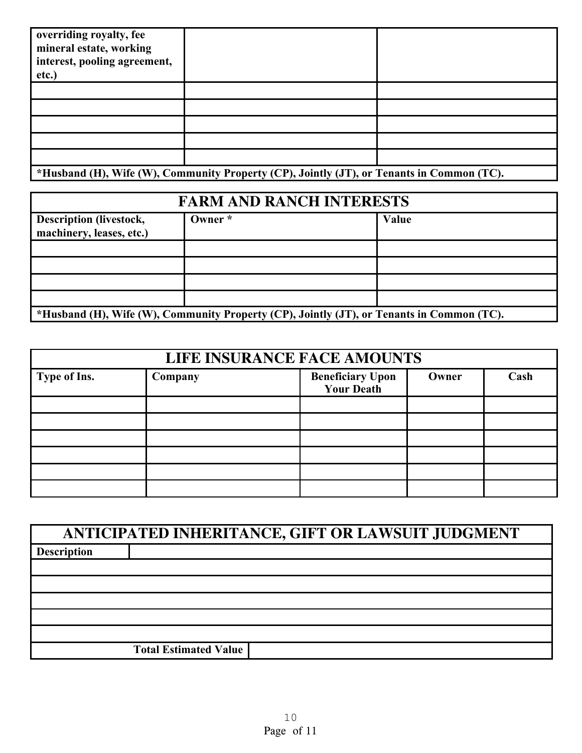| overriding royalty, fee mineral estate, working interest, pooling agreement, etc.) | | |
|---|---|---|
| | | |
| | | |
| | | |
| | | |
| | | |
| *Husband (H), Wife (W), Community Property (CP), Jointly (JT), or Tenants in Common (TC). | | |

## FARM AND RANCH INTERESTS

| Description (livestock, machinery, leases, etc.) | Owner * | Value |
|---|---|---|
| | | |
| | | |
| | | |
| | | |
| *Husband (H), Wife (W), Community Property (CP), Jointly (JT), or Tenants in Common (TC). | | |

## LIFE INSURANCE FACE AMOUNTS

| Type of Ins. | Company | Beneficiary Upon Your Death | Owner | Cash |
|---|---|---|---|---|
| | | | | |
| | | | | |
| | | | | |
| | | | | |
| | | | | |
| | | | | |

## ANTICIPATED INHERITANCE, GIFT OR LAWSUIT JUDGMENT

| Description | |
|---|---|
| | |
| | |
| | |
| | |
| | |
| Total Estimated Value | |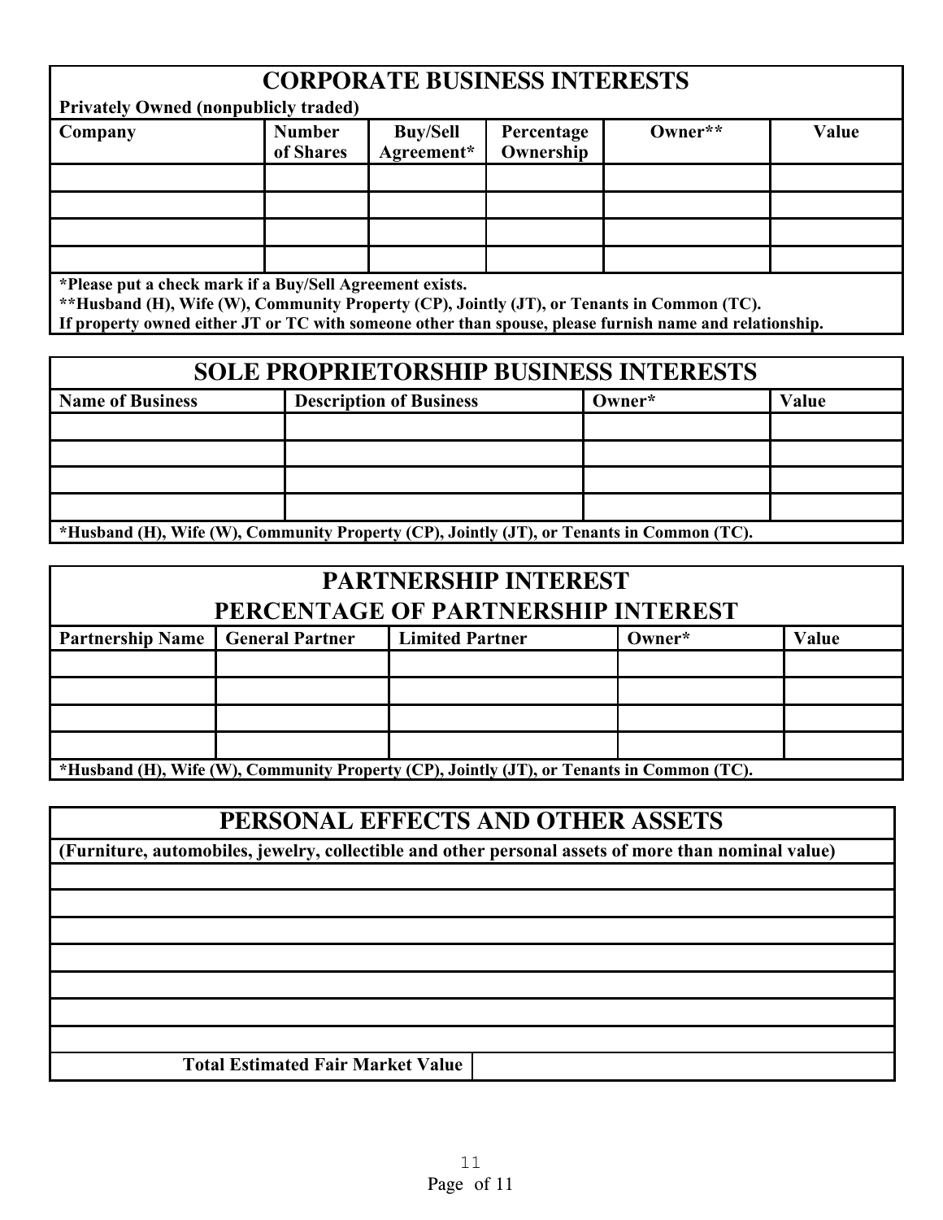## CORPORATE BUSINESS INTERESTS

**Privately Owned (nonpublicly traded)**

| Company | Number of Shares | Buy/Sell Agreement* | Percentage Ownership | Owner** | Value |
|---|---|---|---|---|---|
| | | | | | |
| | | | | | |
| | | | | | |
| | | | | | |

**\*Please put a check mark if a Buy/Sell Agreement exists.**
**\*\*Husband (H), Wife (W), Community Property (CP), Jointly (JT), or Tenants in Common (TC).**
**If property owned either JT or TC with someone other than spouse, please furnish name and relationship.**

## SOLE PROPRIETORSHIP BUSINESS INTERESTS

| Name of Business | Description of Business | Owner* | Value |
|---|---|---|---|
| | | | |
| | | | |
| | | | |
| | | | |

**\*Husband (H), Wife (W), Community Property (CP), Jointly (JT), or Tenants in Common (TC).**

## PARTNERSHIP INTEREST
## PERCENTAGE OF PARTNERSHIP INTEREST

| Partnership Name | General Partner | Limited Partner | Owner* | Value |
|---|---|---|---|---|
| | | | | |
| | | | | |
| | | | | |
| | | | | |

**\*Husband (H), Wife (W), Community Property (CP), Jointly (JT), or Tenants in Common (TC).**

## PERSONAL EFFECTS AND OTHER ASSETS

**(Furniture, automobiles, jewelry, collectible and other personal assets of more than nominal value)**

| | |
|---|---|
| | |
| | |
| | |
| | |
| | |
| | |
| | |
| **Total Estimated Fair Market Value** | |